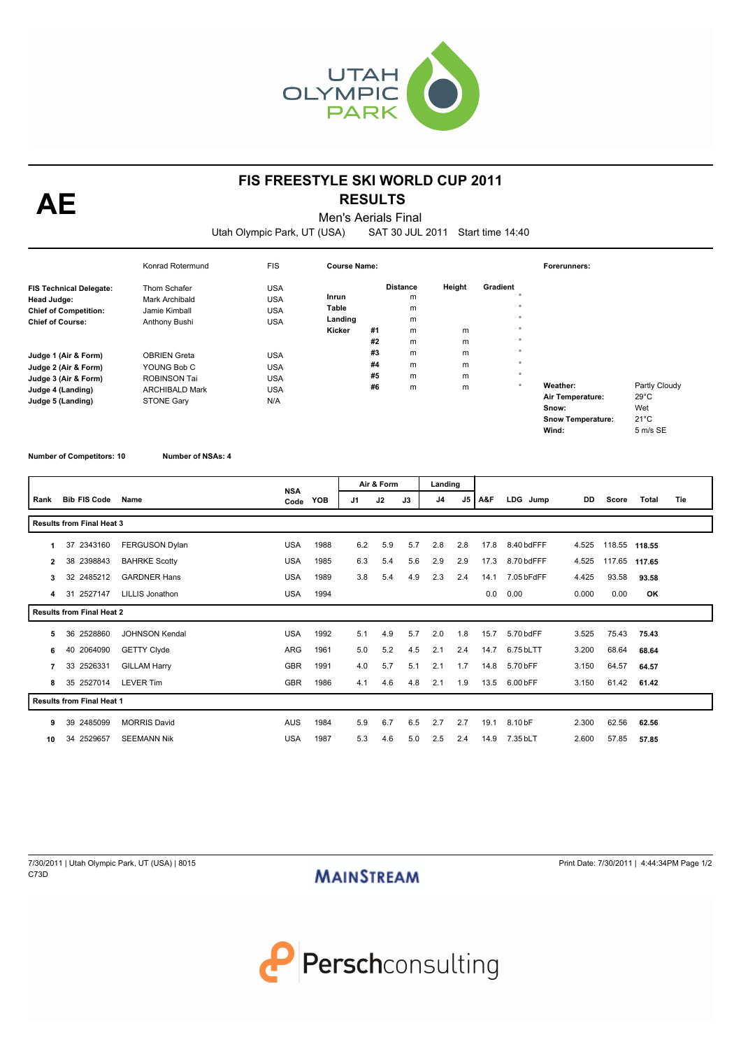# AE

## FIS FREESTYLE SKI WORLD CUP 2011
## RESULTS

Men's Aerials Final

Utah Olympic Park, UT (USA) SAT 30 JUL 2011 Start time 14:40

| | | |
|---|---|---|
| | Konrad Rotermund | FIS |
| **FIS Technical Delegate:** | Thom Schafer | USA |
| **Head Judge:** | Mark Archibald | USA |
| **Chief of Competition:** | Jamie Kimball | USA |
| **Chief of Course:** | Anthony Bushi | USA |
| **Judge 1 (Air & Form)** | OBRIEN Greta | USA |
| **Judge 2 (Air & Form)** | YOUNG Bob C | USA |
| **Judge 3 (Air & Form)** | ROBINSON Tai | USA |
| **Judge 4 (Landing)** | ARCHIBALD Mark | USA |
| **Judge 5 (Landing)** | STONE Gary | N/A |

**Course Name:**

| | | Distance | Height | Gradient |
|---|---|---|---|---|
| **Inrun** | | m | | ° |
| **Table** | | m | | ° |
| **Landing** | | m | | ° |
| **Kicker** | #1 | m | m | ° |
| | #2 | m | m | ° |
| | #3 | m | m | ° |
| | #4 | m | m | ° |
| | #5 | m | m | ° |
| | #6 | m | m | ° |

**Forerunners:**

| | |
|---|---|
| **Weather:** | Partly Cloudy |
| **Air Temperature:** | 29°C |
| **Snow:** | Wet |
| **Snow Temperature:** | 21°C |
| **Wind:** | 5 m/s SE |

**Number of Competitors: 10** **Number of NSAs: 4**

| Rank | Bib | FIS Code | Name | NSA Code | YOB | Air & Form J1 | J2 | J3 | Landing J4 | J5 | A&F | LDG | Jump | DD | Score | Total | Tie |
|---|---|---|---|---|---|---|---|---|---|---|---|---|---|---|---|---|---|
| **Results from Final Heat 3** | | | | | | | | | | | | | | | | | |
| 1 | 37 | 2343160 | FERGUSON Dylan | USA | 1988 | 6.2 | 5.9 | 5.7 | 2.8 | 2.8 | 17.8 | 8.40 | bdFFF | 4.525 | 118.55 | **118.55** | |
| 2 | 38 | 2398843 | BAHRKE Scotty | USA | 1985 | 6.3 | 5.4 | 5.6 | 2.9 | 2.9 | 17.3 | 8.70 | bdFFF | 4.525 | 117.65 | **117.65** | |
| 3 | 32 | 2485212 | GARDNER Hans | USA | 1989 | 3.8 | 5.4 | 4.9 | 2.3 | 2.4 | 14.1 | 7.05 | bFdFF | 4.425 | 93.58 | **93.58** | |
| 4 | 31 | 2527147 | LILLIS Jonathon | USA | 1994 | | | | | | 0.0 | 0.00 | | 0.000 | 0.00 | **OK** | |
| **Results from Final Heat 2** | | | | | | | | | | | | | | | | | |
| 5 | 36 | 2528860 | JOHNSON Kendal | USA | 1992 | 5.1 | 4.9 | 5.7 | 2.0 | 1.8 | 15.7 | 5.70 | bdFF | 3.525 | 75.43 | **75.43** | |
| 6 | 40 | 2064090 | GETTY Clyde | ARG | 1961 | 5.0 | 5.2 | 4.5 | 2.1 | 2.4 | 14.7 | 6.75 | bLTT | 3.200 | 68.64 | **68.64** | |
| 7 | 33 | 2526331 | GILLAM Harry | GBR | 1991 | 4.0 | 5.7 | 5.1 | 2.1 | 1.7 | 14.8 | 5.70 | bFF | 3.150 | 64.57 | **64.57** | |
| 8 | 35 | 2527014 | LEVER Tim | GBR | 1986 | 4.1 | 4.6 | 4.8 | 2.1 | 1.9 | 13.5 | 6.00 | bFF | 3.150 | 61.42 | **61.42** | |
| **Results from Final Heat 1** | | | | | | | | | | | | | | | | | |
| 9 | 39 | 2485099 | MORRIS David | AUS | 1984 | 5.9 | 6.7 | 6.5 | 2.7 | 2.7 | 19.1 | 8.10 | bF | 2.300 | 62.56 | **62.56** | |
| 10 | 34 | 2529657 | SEEMANN Nik | USA | 1987 | 5.3 | 4.6 | 5.0 | 2.5 | 2.4 | 14.9 | 7.35 | bLT | 2.600 | 57.85 | **57.85** | |

7/30/2011 | Utah Olympic Park, UT (USA) | 8015
C73D

Print Date: 7/30/2011 | 4:44:34PM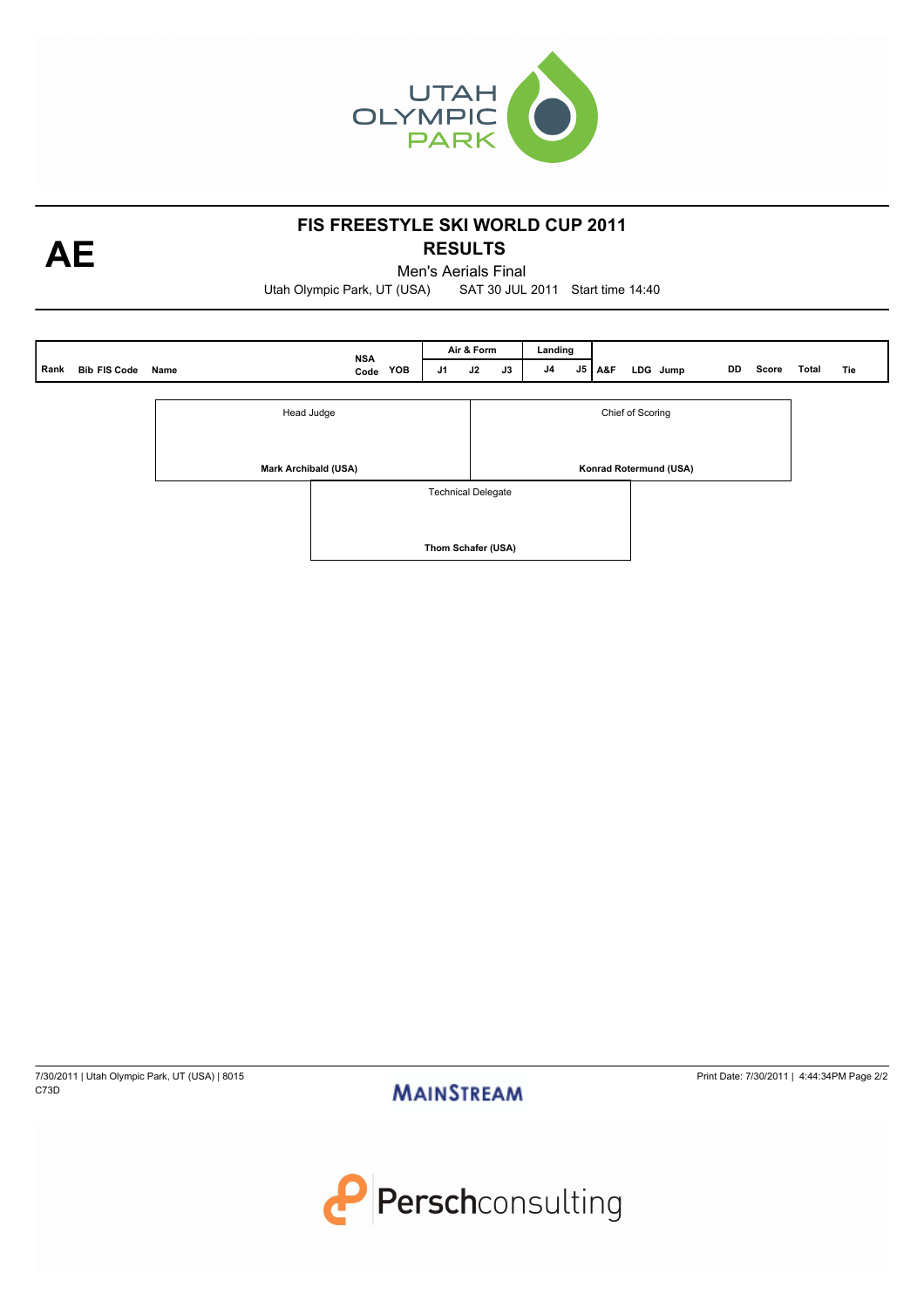AE

# FIS FREESTYLE SKI WORLD CUP 2011

## RESULTS

Men's Aerials Final

Utah Olympic Park, UT (USA) SAT 30 JUL 2011 Start time 14:40

| Rank | Bib | FIS Code | Name | NSA Code | YOB | Air & Form J1 | J2 | J3 | Landing J4 | J5 | A&F | LDG | Jump | DD | Score | Total | Tie |
|---|---|---|---|---|---|---|---|---|---|---|---|---|---|---|---|---|---|

| Head Judge | Chief of Scoring |
|---|---|
| Mark Archibald (USA) | Konrad Rotermund (USA) |

| Technical Delegate |
|---|
| Thom Schafer (USA) |

7/30/2011 | Utah Olympic Park, UT (USA) | 8015
C73D

Print Date: 7/30/2011 | 4:44:34PM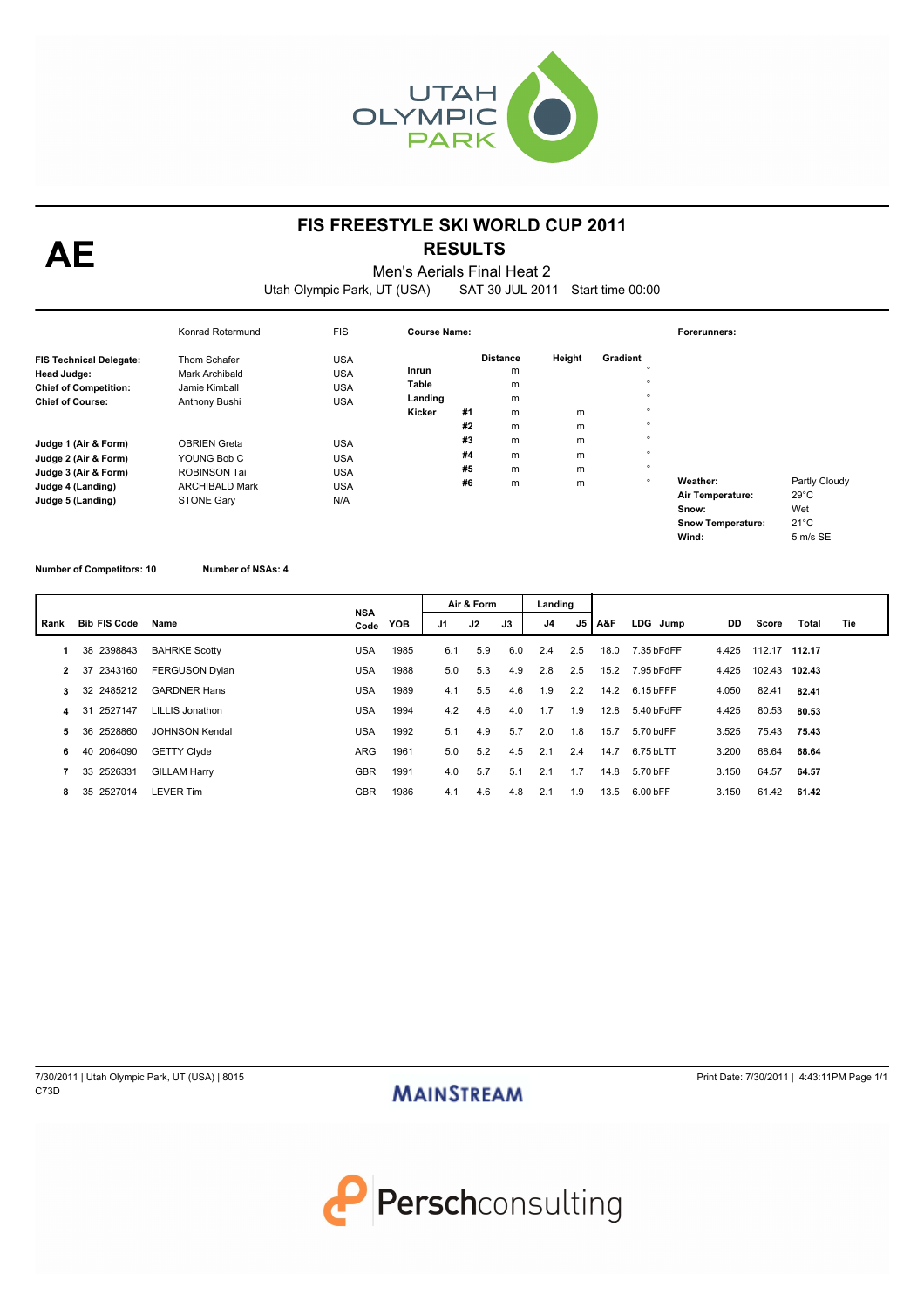**AE**

# FIS FREESTYLE SKI WORLD CUP 2011

## RESULTS

Men's Aerials Final Heat 2

Utah Olympic Park, UT (USA) SAT 30 JUL 2011 Start time 00:00

| | | |
|---|---|---|
| | Konrad Rotermund | FIS |
| **FIS Technical Delegate:** | Thom Schafer | USA |
| **Head Judge:** | Mark Archibald | USA |
| **Chief of Competition:** | Jamie Kimball | USA |
| **Chief of Course:** | Anthony Bushi | USA |
| **Judge 1 (Air & Form)** | OBRIEN Greta | USA |
| **Judge 2 (Air & Form)** | YOUNG Bob C | USA |
| **Judge 3 (Air & Form)** | ROBINSON Tai | USA |
| **Judge 4 (Landing)** | ARCHIBALD Mark | USA |
| **Judge 5 (Landing)** | STONE Gary | N/A |

**Course Name:**

| | | Distance | Height | Gradient |
|---|---|---|---|---|
| Inrun | | m | | ° |
| Table | | m | | ° |
| Landing | | m | | ° |
| Kicker | #1 | m | m | ° |
| | #2 | m | m | ° |
| | #3 | m | m | ° |
| | #4 | m | m | ° |
| | #5 | m | m | ° |
| | #6 | m | m | ° |

**Forerunners:**

| | |
|---|---|
| **Weather:** | Partly Cloudy |
| **Air Temperature:** | 29°C |
| **Snow:** | Wet |
| **Snow Temperature:** | 21°C |
| **Wind:** | 5 m/s SE |

**Number of Competitors: 10** **Number of NSAs: 4**

| Rank | Bib | FIS Code | Name | NSA Code | YOB | Air & Form J1 | J2 | J3 | Landing J4 | J5 | A&F | LDG | Jump | DD | Score | Total | Tie |
|---|---|---|---|---|---|---|---|---|---|---|---|---|---|---|---|---|---|
| 1 | 38 | 2398843 | BAHRKE Scotty | USA | 1985 | 6.1 | 5.9 | 6.0 | 2.4 | 2.5 | 18.0 | 7.35 | bFdFF | 4.425 | 112.17 | **112.17** | |
| 2 | 37 | 2343160 | FERGUSON Dylan | USA | 1988 | 5.0 | 5.3 | 4.9 | 2.8 | 2.5 | 15.2 | 7.95 | bFdFF | 4.425 | 102.43 | **102.43** | |
| 3 | 32 | 2485212 | GARDNER Hans | USA | 1989 | 4.1 | 5.5 | 4.6 | 1.9 | 2.2 | 14.2 | 6.15 | bFFF | 4.050 | 82.41 | **82.41** | |
| 4 | 31 | 2527147 | LILLIS Jonathon | USA | 1994 | 4.2 | 4.6 | 4.0 | 1.7 | 1.9 | 12.8 | 5.40 | bFdFF | 4.425 | 80.53 | **80.53** | |
| 5 | 36 | 2528860 | JOHNSON Kendal | USA | 1992 | 5.1 | 4.9 | 5.7 | 2.0 | 1.8 | 15.7 | 5.70 | bdFF | 3.525 | 75.43 | **75.43** | |
| 6 | 40 | 2064090 | GETTY Clyde | ARG | 1961 | 5.0 | 5.2 | 4.5 | 2.1 | 2.4 | 14.7 | 6.75 | bLTT | 3.200 | 68.64 | **68.64** | |
| 7 | 33 | 2526331 | GILLAM Harry | GBR | 1991 | 4.0 | 5.7 | 5.1 | 2.1 | 1.7 | 14.8 | 5.70 | bFF | 3.150 | 64.57 | **64.57** | |
| 8 | 35 | 2527014 | LEVER Tim | GBR | 1986 | 4.1 | 4.6 | 4.8 | 2.1 | 1.9 | 13.5 | 6.00 | bFF | 3.150 | 61.42 | **61.42** | |

7/30/2011 | Utah Olympic Park, UT (USA) | 8015
C73D

Print Date: 7/30/2011 | 4:43:11PM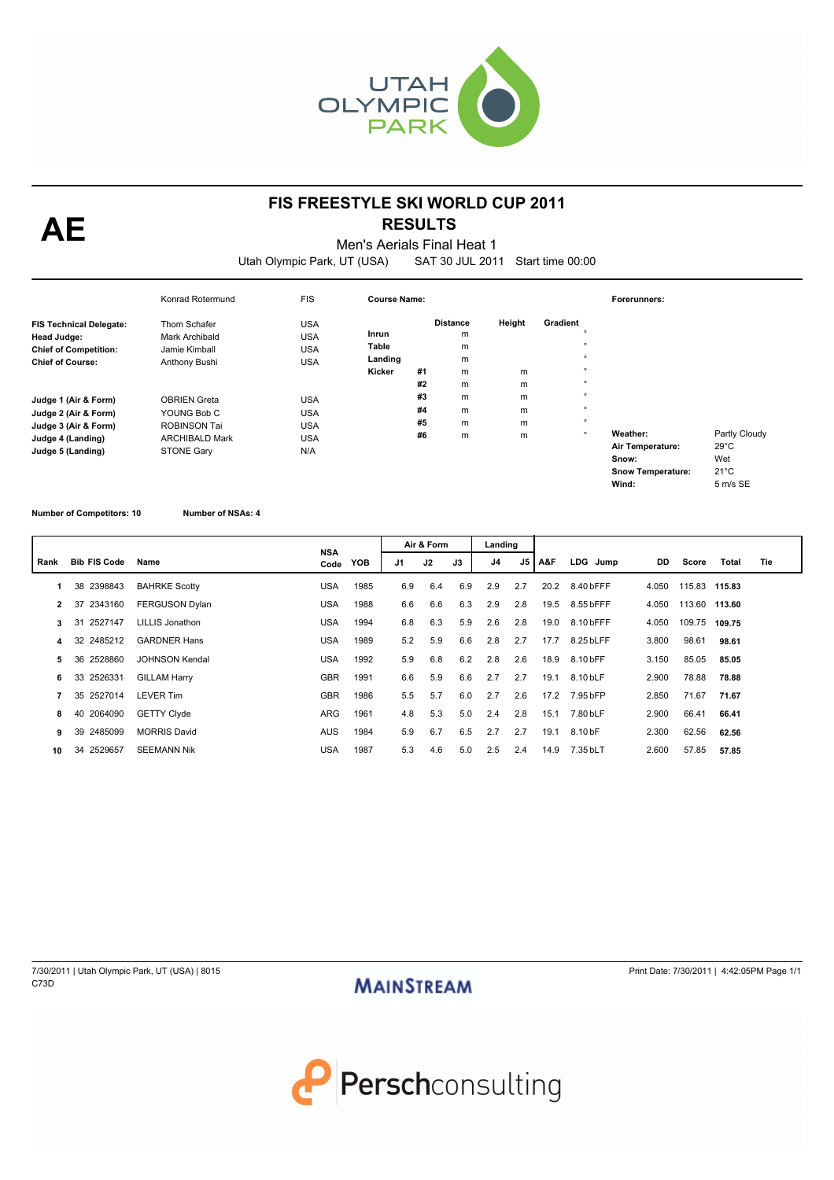**AE**

# FIS FREESTYLE SKI WORLD CUP 2011

## RESULTS

Men's Aerials Final Heat 1

Utah Olympic Park, UT (USA) SAT 30 JUL 2011 Start time 00:00

| | | |
|---|---|---|
| | Konrad Rotermund | FIS |
| **FIS Technical Delegate:** | Thom Schafer | USA |
| **Head Judge:** | Mark Archibald | USA |
| **Chief of Competition:** | Jamie Kimball | USA |
| **Chief of Course:** | Anthony Bushi | USA |
| **Judge 1 (Air & Form)** | OBRIEN Greta | USA |
| **Judge 2 (Air & Form)** | YOUNG Bob C | USA |
| **Judge 3 (Air & Form)** | ROBINSON Tai | USA |
| **Judge 4 (Landing)** | ARCHIBALD Mark | USA |
| **Judge 5 (Landing)** | STONE Gary | N/A |

**Course Name:**

| | | Distance | Height | Gradient |
|---|---|---|---|---|
| **Inrun** | | m | | ° |
| **Table** | | m | | ° |
| **Landing** | | m | | ° |
| **Kicker** | **#1** | m | m | ° |
| | **#2** | m | m | ° |
| | **#3** | m | m | ° |
| | **#4** | m | m | ° |
| | **#5** | m | m | ° |
| | **#6** | m | m | ° |

**Forerunners:**

| | |
|---|---|
| **Weather:** | Partly Cloudy |
| **Air Temperature:** | 29°C |
| **Snow:** | Wet |
| **Snow Temperature:** | 21°C |
| **Wind:** | 5 m/s SE |

**Number of Competitors: 10** **Number of NSAs: 4**

| Rank | Bib | FIS Code | Name | NSA Code | YOB | Air & Form J1 | J2 | J3 | Landing J4 | J5 | A&F | LDG | Jump | DD | Score | Total | Tie |
|---|---|---|---|---|---|---|---|---|---|---|---|---|---|---|---|---|---|
| 1 | 38 | 2398843 | BAHRKE Scotty | USA | 1985 | 6.9 | 6.4 | 6.9 | 2.9 | 2.7 | 20.2 | 8.40 | bFFF | 4.050 | 115.83 | **115.83** | |
| 2 | 37 | 2343160 | FERGUSON Dylan | USA | 1988 | 6.6 | 6.6 | 6.3 | 2.9 | 2.8 | 19.5 | 8.55 | bFFF | 4.050 | 113.60 | **113.60** | |
| 3 | 31 | 2527147 | LILLIS Jonathon | USA | 1994 | 6.8 | 6.3 | 5.9 | 2.6 | 2.8 | 19.0 | 8.10 | bFFF | 4.050 | 109.75 | **109.75** | |
| 4 | 32 | 2485212 | GARDNER Hans | USA | 1989 | 5.2 | 5.9 | 6.6 | 2.8 | 2.7 | 17.7 | 8.25 | bLFF | 3.800 | 98.61 | **98.61** | |
| 5 | 36 | 2528860 | JOHNSON Kendal | USA | 1992 | 5.9 | 6.8 | 6.2 | 2.8 | 2.6 | 18.9 | 8.10 | bFF | 3.150 | 85.05 | **85.05** | |
| 6 | 33 | 2526331 | GILLAM Harry | GBR | 1991 | 6.6 | 5.9 | 6.6 | 2.7 | 2.7 | 19.1 | 8.10 | bLF | 2.900 | 78.88 | **78.88** | |
| 7 | 35 | 2527014 | LEVER Tim | GBR | 1986 | 5.5 | 5.7 | 6.0 | 2.7 | 2.6 | 17.2 | 7.95 | bFP | 2.850 | 71.67 | **71.67** | |
| 8 | 40 | 2064090 | GETTY Clyde | ARG | 1961 | 4.8 | 5.3 | 5.0 | 2.4 | 2.8 | 15.1 | 7.80 | bLF | 2.900 | 66.41 | **66.41** | |
| 9 | 39 | 2485099 | MORRIS David | AUS | 1984 | 5.9 | 6.7 | 6.5 | 2.7 | 2.7 | 19.1 | 8.10 | bF | 2.300 | 62.56 | **62.56** | |
| 10 | 34 | 2529657 | SEEMANN Nik | USA | 1987 | 5.3 | 4.6 | 5.0 | 2.5 | 2.4 | 14.9 | 7.35 | bLT | 2.600 | 57.85 | **57.85** | |

7/30/2011 | Utah Olympic Park, UT (USA) | 8015 C73D

Print Date: 7/30/2011 | 4:42:05PM Page 1/1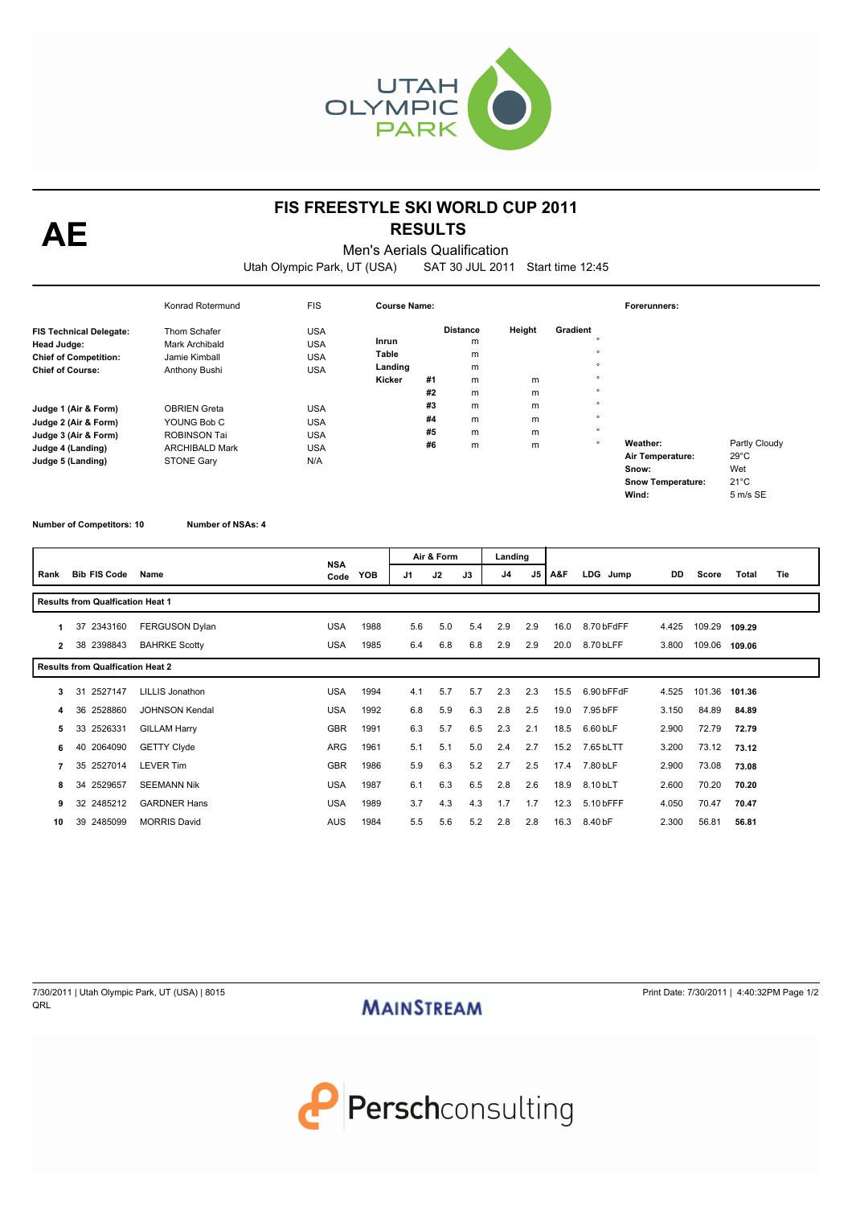# FIS FREESTYLE SKI WORLD CUP 2011

## RESULTS

**AE**

Men's Aerials Qualification

Utah Olympic Park, UT (USA) SAT 30 JUL 2011 Start time 12:45

| | | |
|---|---|---|
| | Konrad Rotermund | FIS |
| **FIS Technical Delegate:** | Thom Schafer | USA |
| **Head Judge:** | Mark Archibald | USA |
| **Chief of Competition:** | Jamie Kimball | USA |
| **Chief of Course:** | Anthony Bushi | USA |
| **Judge 1 (Air & Form)** | OBRIEN Greta | USA |
| **Judge 2 (Air & Form)** | YOUNG Bob C | USA |
| **Judge 3 (Air & Form)** | ROBINSON Tai | USA |
| **Judge 4 (Landing)** | ARCHIBALD Mark | USA |
| **Judge 5 (Landing)** | STONE Gary | N/A |

**Course Name:**

| | | Distance | Height | Gradient |
|---|---|---|---|---|
| **Inrun** | | m | | ° |
| **Table** | | m | | ° |
| **Landing** | | m | | ° |
| **Kicker** | **#1** | m | m | ° |
| | **#2** | m | m | ° |
| | **#3** | m | m | ° |
| | **#4** | m | m | ° |
| | **#5** | m | m | ° |
| | **#6** | m | m | ° |

**Forerunners:**

| | |
|---|---|
| **Weather:** | Partly Cloudy |
| **Air Temperature:** | 29°C |
| **Snow:** | Wet |
| **Snow Temperature:** | 21°C |
| **Wind:** | 5 m/s SE |

**Number of Competitors: 10** **Number of NSAs: 4**

| Rank | Bib | FIS Code | Name | NSA Code | YOB | Air & Form J1 | J2 | J3 | Landing J4 | J5 | A&F | LDG | Jump | DD | Score | Total | Tie |
|---|---|---|---|---|---|---|---|---|---|---|---|---|---|---|---|---|---|
| **Results from Qualfication Heat 1** | | | | | | | | | | | | | | | | | |
| 1 | 37 | 2343160 | FERGUSON Dylan | USA | 1988 | 5.6 | 5.0 | 5.4 | 2.9 | 2.9 | 16.0 | 8.70 | bFdFF | 4.425 | 109.29 | **109.29** | |
| 2 | 38 | 2398843 | BAHRKE Scotty | USA | 1985 | 6.4 | 6.8 | 6.8 | 2.9 | 2.9 | 20.0 | 8.70 | bLFF | 3.800 | 109.06 | **109.06** | |
| **Results from Qualfication Heat 2** | | | | | | | | | | | | | | | | | |
| 3 | 31 | 2527147 | LILLIS Jonathon | USA | 1994 | 4.1 | 5.7 | 5.7 | 2.3 | 2.3 | 15.5 | 6.90 | bFFdF | 4.525 | 101.36 | **101.36** | |
| 4 | 36 | 2528860 | JOHNSON Kendal | USA | 1992 | 6.8 | 5.9 | 6.3 | 2.8 | 2.5 | 19.0 | 7.95 | bFF | 3.150 | 84.89 | **84.89** | |
| 5 | 33 | 2526331 | GILLAM Harry | GBR | 1991 | 6.3 | 5.7 | 6.5 | 2.3 | 2.1 | 18.5 | 6.60 | bLF | 2.900 | 72.79 | **72.79** | |
| 6 | 40 | 2064090 | GETTY Clyde | ARG | 1961 | 5.1 | 5.1 | 5.0 | 2.4 | 2.7 | 15.2 | 7.65 | bLTT | 3.200 | 73.12 | **73.12** | |
| 7 | 35 | 2527014 | LEVER Tim | GBR | 1986 | 5.9 | 6.3 | 5.2 | 2.7 | 2.5 | 17.4 | 7.80 | bLF | 2.900 | 73.08 | **73.08** | |
| 8 | 34 | 2529657 | SEEMANN Nik | USA | 1987 | 6.1 | 6.3 | 6.5 | 2.8 | 2.6 | 18.9 | 8.10 | bLT | 2.600 | 70.20 | **70.20** | |
| 9 | 32 | 2485212 | GARDNER Hans | USA | 1989 | 3.7 | 4.3 | 4.3 | 1.7 | 1.7 | 12.3 | 5.10 | bFFF | 4.050 | 70.47 | **70.47** | |
| 10 | 39 | 2485099 | MORRIS David | AUS | 1984 | 5.5 | 5.6 | 5.2 | 2.8 | 2.8 | 16.3 | 8.40 | bF | 2.300 | 56.81 | **56.81** | |

7/30/2011 | Utah Olympic Park, UT (USA) | 8015
QRL

Print Date: 7/30/2011 | 4:40:32PM

MAINSTREAM

Perschconsulting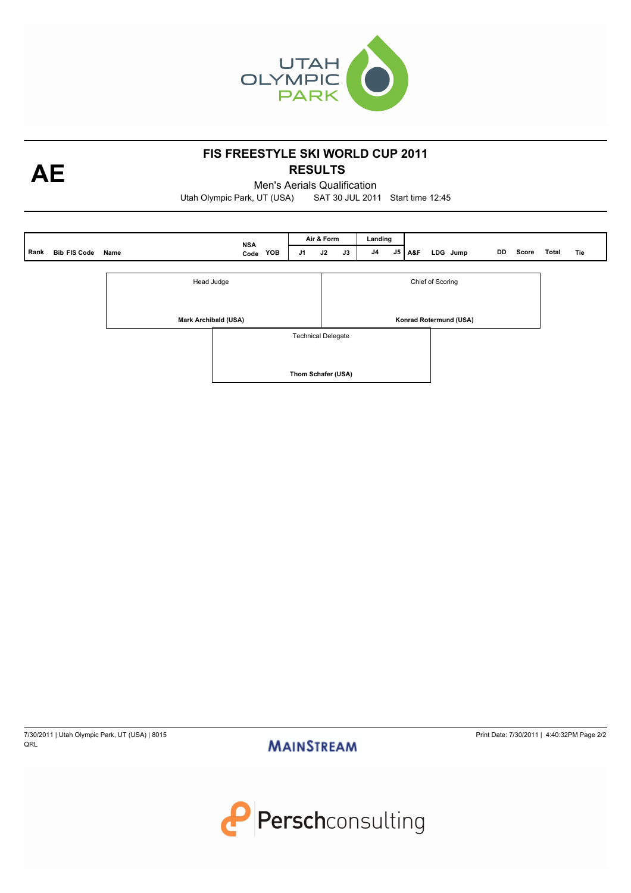**AE**

## FIS FREESTYLE SKI WORLD CUP 2011

## RESULTS

Men's Aerials Qualification

Utah Olympic Park, UT (USA) SAT 30 JUL 2011 Start time 12:45

| | | | | | Air & Form | | | Landing | | | | | | | | |
|---|---|---|---|---|---|---|---|---|---|---|---|---|---|---|---|---|
| Rank | Bib FIS Code | Name | NSA Code | YOB | J1 | J2 | J3 | J4 | J5 | A&F | LDG | Jump | DD | Score | Total | Tie |

| Head Judge | Chief of Scoring |
|---|---|
| Mark Archibald (USA) | Konrad Rotermund (USA) |

| Technical Delegate |
|---|
| Thom Schafer (USA) |

7/30/2011 | Utah Olympic Park, UT (USA) | 8015
QRL

Print Date: 7/30/2011 | 4:40:32PM